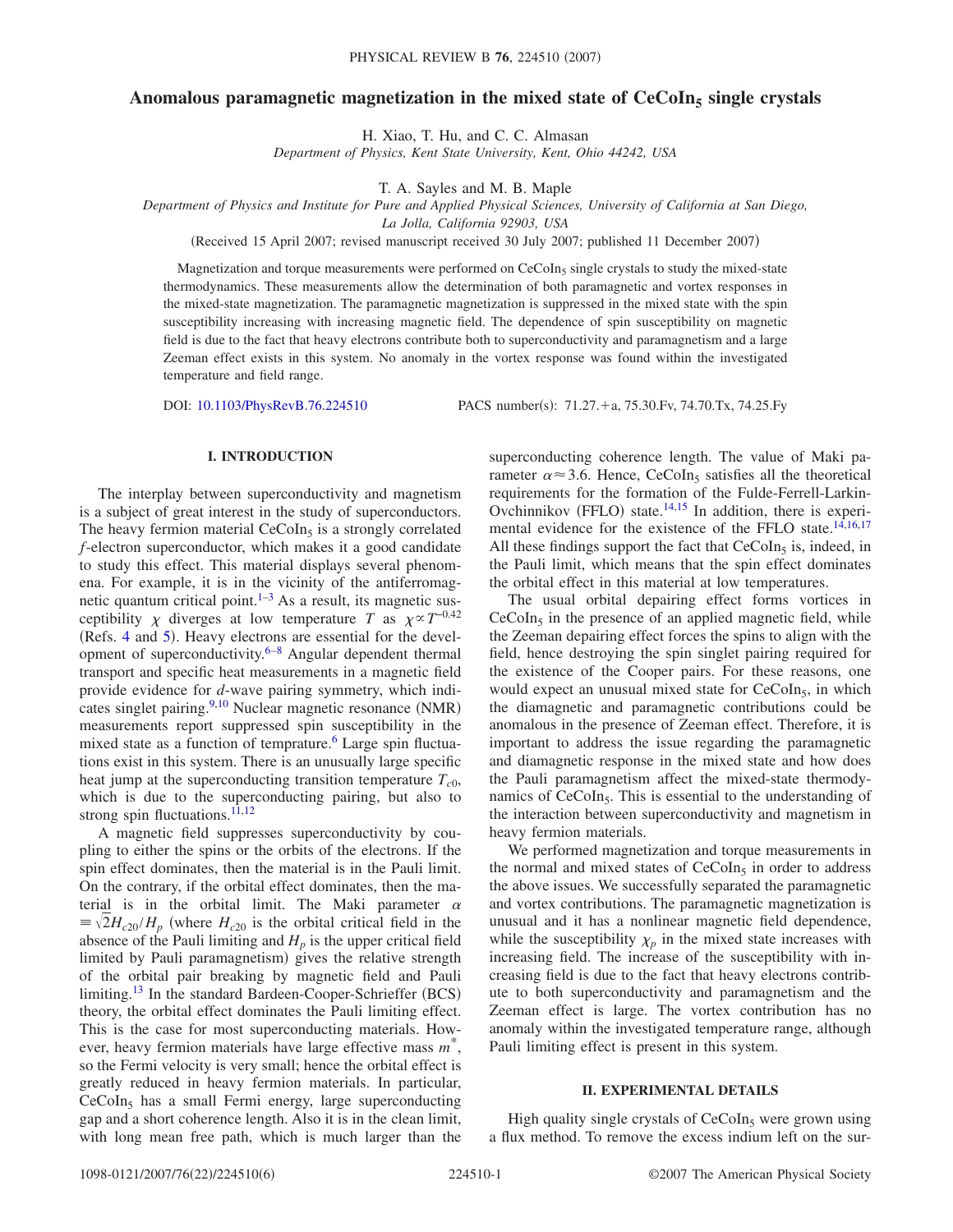# Anomalous paramagnetic magnetization in the mixed state of $CeCoIn_5$ single crystals

H. Xiao, T. Hu, and C. C. Almasan
*Department of Physics, Kent State University, Kent, Ohio 44242, USA*

T. A. Sayles and M. B. Maple
*Department of Physics and Institute for Pure and Applied Physical Sciences, University of California at San Diego, La Jolla, California 92903, USA*

(Received 15 April 2007; revised manuscript received 30 July 2007; published 11 December 2007)

Magnetization and torque measurements were performed on $CeCoIn_5$ single crystals to study the mixed-state thermodynamics. These measurements allow the determination of both paramagnetic and vortex responses in the mixed-state magnetization. The paramagnetic magnetization is suppressed in the mixed state with the spin susceptibility increasing with increasing magnetic field. The dependence of spin susceptibility on magnetic field is due to the fact that heavy electrons contribute both to superconductivity and paramagnetism and a large Zeeman effect exists in this system. No anomaly in the vortex response was found within the investigated temperature and field range.

DOI: 10.1103/PhysRevB.76.224510 PACS number(s): 71.27.+a, 75.30.Fv, 74.70.Tx, 74.25.Fy

## I. INTRODUCTION

The interplay between superconductivity and magnetism is a subject of great interest in the study of superconductors. The heavy fermion material $CeCoIn_5$ is a strongly correlated $f$-electron superconductor, which makes it a good candidate to study this effect. This material displays several phenomena. For example, it is in the vicinity of the antiferromagnetic quantum critical point.[1–3] As a result, its magnetic susceptibility $\chi$ diverges at low temperature $T$ as $\chi \propto T^{-0.42}$ (Refs. 4 and 5). Heavy electrons are essential for the development of superconductivity.[6–8] Angular dependent thermal transport and specific heat measurements in a magnetic field provide evidence for $d$-wave pairing symmetry, which indicates singlet pairing.[9,10] Nuclear magnetic resonance (NMR) measurements report suppressed spin susceptibility in the mixed state as a function of temprature.[6] Large spin fluctuations exist in this system. There is an unusually large specific heat jump at the superconducting transition temperature $T_{c0}$, which is due to the superconducting pairing, but also to strong spin fluctuations.[11,12]

A magnetic field suppresses superconductivity by coupling to either the spins or the orbits of the electrons. If the spin effect dominates, then the material is in the Pauli limit. On the contrary, if the orbital effect dominates, then the material is in the orbital limit. The Maki parameter $\alpha \equiv \sqrt{2}H_{c20}/H_p$ (where $H_{c20}$ is the orbital critical field in the absence of the Pauli limiting and $H_p$ is the upper critical field limited by Pauli paramagnetism) gives the relative strength of the orbital pair breaking by magnetic field and Pauli limiting.[13] In the standard Bardeen-Cooper-Schrieffer (BCS) theory, the orbital effect dominates the Pauli limiting effect. This is the case for most superconducting materials. However, heavy fermion materials have large effective mass $m^*$, so the Fermi velocity is very small; hence the orbital effect is greatly reduced in heavy fermion materials. In particular, $CeCoIn_5$ has a small Fermi energy, large superconducting gap and a short coherence length. Also it is in the clean limit, with long mean free path, which is much larger than the superconducting coherence length. The value of Maki parameter $\alpha \approx 3.6$. Hence, $CeCoIn_5$ satisfies all the theoretical requirements for the formation of the Fulde-Ferrell-Larkin-Ovchinnikov (FFLO) state.[14,15] In addition, there is experimental evidence for the existence of the FFLO state.[14,16,17] All these findings support the fact that $CeCoIn_5$ is, indeed, in the Pauli limit, which means that the spin effect dominates the orbital effect in this material at low temperatures.

The usual orbital depairing effect forms vortices in $CeCoIn_5$ in the presence of an applied magnetic field, while the Zeeman depairing effect forces the spins to align with the field, hence destroying the spin singlet pairing required for the existence of the Cooper pairs. For these reasons, one would expect an unusual mixed state for $CeCoIn_5$, in which the diamagnetic and paramagnetic contributions could be anomalous in the presence of Zeeman effect. Therefore, it is important to address the issue regarding the paramagnetic and diamagnetic response in the mixed state and how does the Pauli paramagnetism affect the mixed-state thermodynamics of $CeCoIn_5$. This is essential to the understanding of the interaction between superconductivity and magnetism in heavy fermion materials.

We performed magnetization and torque measurements in the normal and mixed states of $CeCoIn_5$ in order to address the above issues. We successfully separated the paramagnetic and vortex contributions. The paramagnetic magnetization is unusual and it has a nonlinear magnetic field dependence, while the susceptibility $\chi_p$ in the mixed state increases with increasing field. The increase of the susceptibility with increasing field is due to the fact that heavy electrons contribute to both superconductivity and paramagnetism and the Zeeman effect is large. The vortex contribution has no anomaly within the investigated temperature range, although Pauli limiting effect is present in this system.

## II. EXPERIMENTAL DETAILS

High quality single crystals of $CeCoIn_5$ were grown using a flux method. To remove the excess indium left on the sur-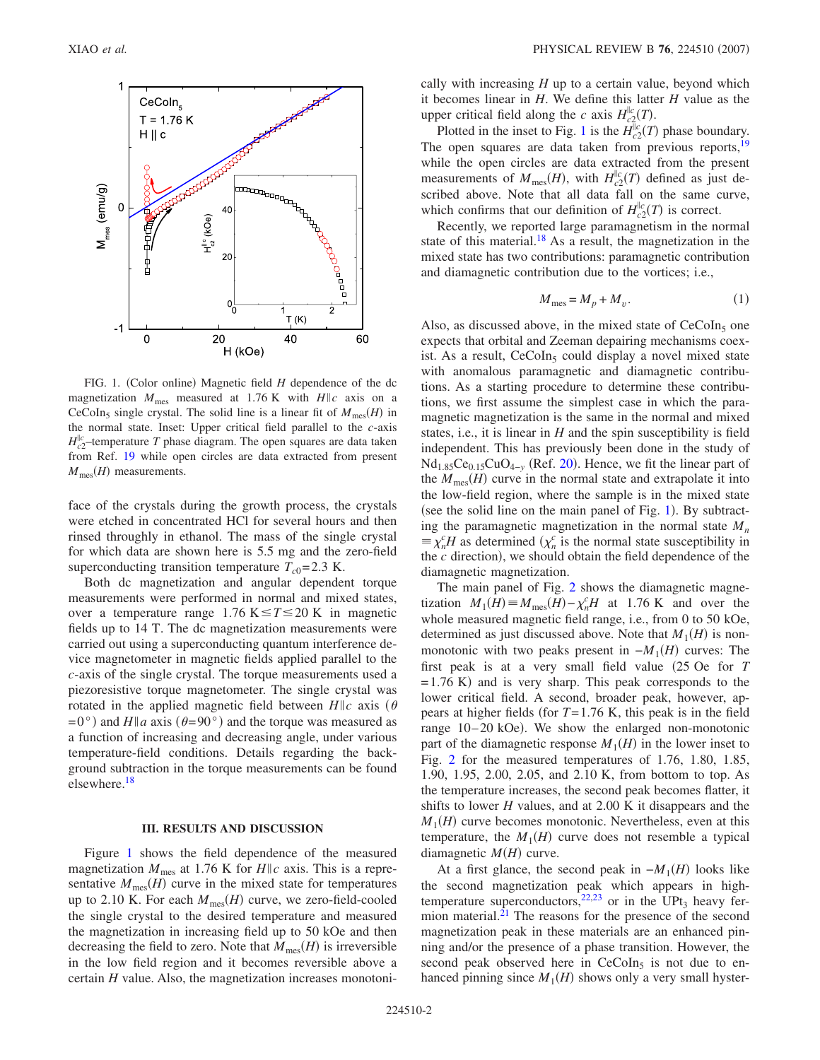FIG. 1. (Color online) Magnetic field $H$ dependence of the dc magnetization $M_{\mathrm{mes}}$ measured at 1.76 K with $H \| c$ axis on a $\mathrm{CeCoIn}_5$ single crystal. The solid line is a linear fit of $M_{\mathrm{mes}}(H)$ in the normal state. Inset: Upper critical field parallel to the $c$-axis $H_{c2}^{\|c}$–temperature $T$ phase diagram. The open squares are data taken from Ref. 19 while open circles are data extracted from present $M_{\mathrm{mes}}(H)$ measurements.

face of the crystals during the growth process, the crystals were etched in concentrated HCl for several hours and then rinsed throughly in ethanol. The mass of the single crystal for which data are shown here is 5.5 mg and the zero-field superconducting transition temperature $T_{c0}=2.3$ K.

Both dc magnetization and angular dependent torque measurements were performed in normal and mixed states, over a temperature range $1.76\ \mathrm{K} \leq T \leq 20$ K in magnetic fields up to 14 T. The dc magnetization measurements were carried out using a superconducting quantum interference device magnetometer in magnetic fields applied parallel to the $c$-axis of the single crystal. The torque measurements used a piezoresistive torque magnetometer. The single crystal was rotated in the applied magnetic field between $H \| c$ axis ($\theta = 0°$) and $H \| a$ axis ($\theta = 90°$) and the torque was measured as a function of increasing and decreasing angle, under various temperature-field conditions. Details regarding the background subtraction in the torque measurements can be found elsewhere.[18]

### III. RESULTS AND DISCUSSION

Figure 1 shows the field dependence of the measured magnetization $M_{\mathrm{mes}}$ at 1.76 K for $H \| c$ axis. This is a representative $M_{\mathrm{mes}}(H)$ curve in the mixed state for temperatures up to 2.10 K. For each $M_{\mathrm{mes}}(H)$ curve, we zero-field-cooled the single crystal to the desired temperature and measured the magnetization in increasing field up to 50 kOe and then decreasing the field to zero. Note that $M_{\mathrm{mes}}(H)$ is irreversible in the low field region and it becomes reversible above a certain $H$ value. Also, the magnetization increases monotonically with increasing $H$ up to a certain value, beyond which it becomes linear in $H$. We define this latter $H$ value as the upper critical field along the $c$ axis $H_{c2}^{\|c}(T)$.

Plotted in the inset to Fig. 1 is the $H_{c2}^{\|c}(T)$ phase boundary. The open squares are data taken from previous reports,[19] while the open circles are data extracted from the present measurements of $M_{\mathrm{mes}}(H)$, with $H_{c2}^{\|c}(T)$ defined as just described above. Note that all data fall on the same curve, which confirms that our definition of $H_{c2}^{\|c}(T)$ is correct.

Recently, we reported large paramagnetism in the normal state of this material.[18] As a result, the magnetization in the mixed state has two contributions: paramagnetic contribution and diamagnetic contribution due to the vortices; i.e.,

$$M_{\mathrm{mes}} = M_p + M_v. \tag{1}$$

Also, as discussed above, in the mixed state of $\mathrm{CeCoIn}_5$ one expects that orbital and Zeeman depairing mechanisms coexist. As a result, $\mathrm{CeCoIn}_5$ could display a novel mixed state with anomalous paramagnetic and diamagnetic contributions. As a starting procedure to determine these contributions, we first assume the simplest case in which the paramagnetic magnetization is the same in the normal and mixed states, i.e., it is linear in $H$ and the spin susceptibility is field independent. This has previously been done in the study of $\mathrm{Nd}_{1.85}\mathrm{Ce}_{0.15}\mathrm{CuO}_{4-y}$ (Ref. 20). Hence, we fit the linear part of the $M_{\mathrm{mes}}(H)$ curve in the normal state and extrapolate it into the low-field region, where the sample is in the mixed state (see the solid line on the main panel of Fig. 1). By subtracting the paramagnetic magnetization in the normal state $M_n \equiv \chi_n^c H$ as determined ($\chi_n^c$ is the normal state susceptibility in the $c$ direction), we should obtain the field dependence of the diamagnetic magnetization.

The main panel of Fig. 2 shows the diamagnetic magnetization $M_1(H) \equiv M_{\mathrm{mes}}(H) - \chi_n^c H$ at 1.76 K and over the whole measured magnetic field range, i.e., from 0 to 50 kOe, determined as just discussed above. Note that $M_1(H)$ is nonmonotonic with two peaks present in $-M_1(H)$ curves: The first peak is at a very small field value (25 Oe for $T = 1.76$ K) and is very sharp. This peak corresponds to the lower critical field. A second, broader peak, however, appears at higher fields (for $T=1.76$ K, this peak is in the field range 10–20 kOe). We show the enlarged non-monotonic part of the diamagnetic response $M_1(H)$ in the lower inset to Fig. 2 for the measured temperatures of 1.76, 1.80, 1.85, 1.90, 1.95, 2.00, 2.05, and 2.10 K, from bottom to top. As the temperature increases, the second peak becomes flatter, it shifts to lower $H$ values, and at 2.00 K it disappears and the $M_1(H)$ curve becomes monotonic. Nevertheless, even at this temperature, the $M_1(H)$ curve does not resemble a typical diamagnetic $M(H)$ curve.

At a first glance, the second peak in $-M_1(H)$ looks like the second magnetization peak which appears in high-temperature superconductors,[22,23] or in the $\mathrm{UPt}_3$ heavy fermion material.[21] The reasons for the presence of the second magnetization peak in these materials are an enhanced pinning and/or the presence of a phase transition. However, the second peak observed here in $\mathrm{CeCoIn}_5$ is not due to enhanced pinning since $M_1(H)$ shows only a very small hyster-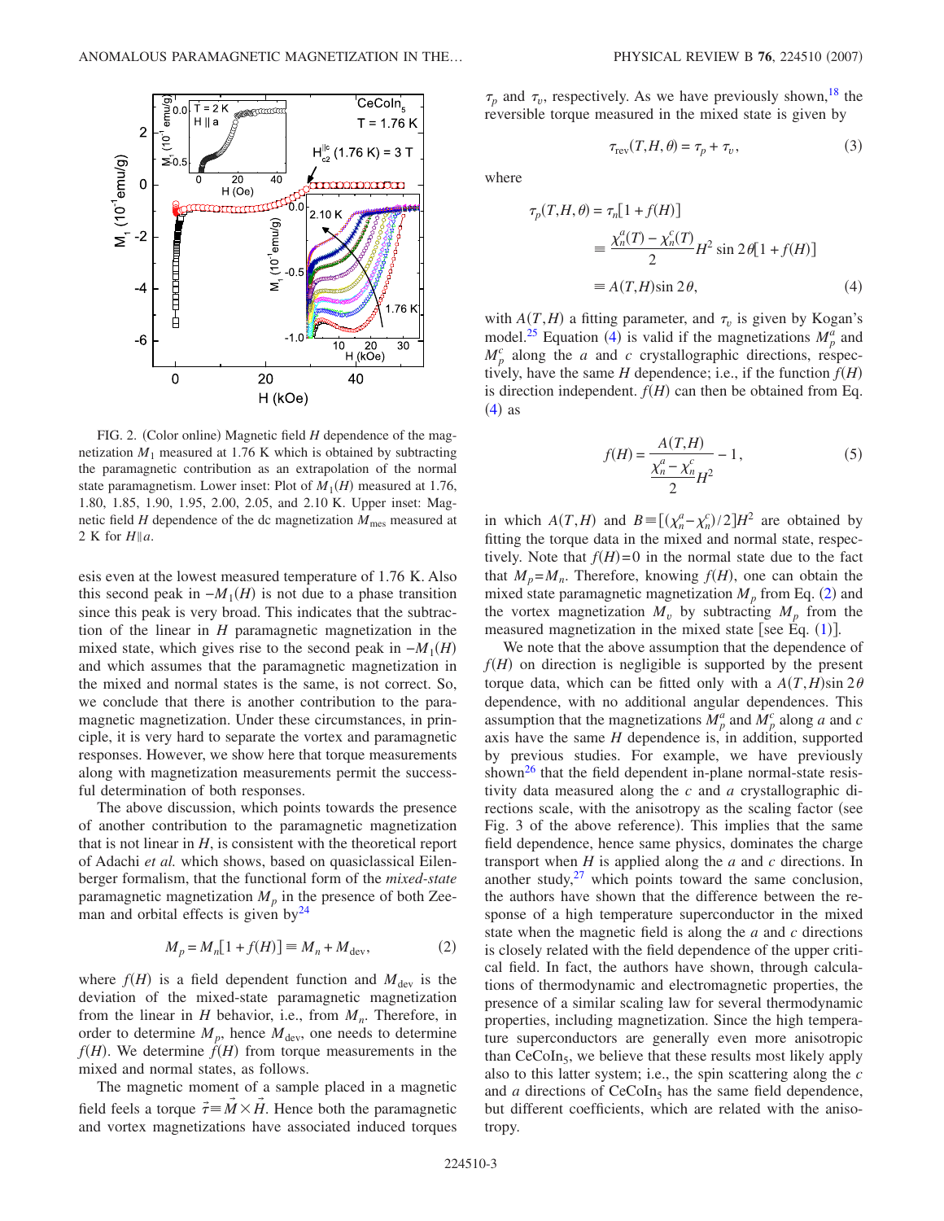FIG. 2. (Color online) Magnetic field $H$ dependence of the magnetization $M_1$ measured at 1.76 K which is obtained by subtracting the paramagnetic contribution as an extrapolation of the normal state paramagnetism. Lower inset: Plot of $M_1(H)$ measured at 1.76, 1.80, 1.85, 1.90, 1.95, 2.00, 2.05, and 2.10 K. Upper inset: Magnetic field $H$ dependence of the dc magnetization $M_{\text{mes}}$ measured at 2 K for $H \| a$.

esis even at the lowest measured temperature of 1.76 K. Also this second peak in $-M_1(H)$ is not due to a phase transition since this peak is very broad. This indicates that the subtraction of the linear in $H$ paramagnetic magnetization in the mixed state, which gives rise to the second peak in $-M_1(H)$ and which assumes that the paramagnetic magnetization in the mixed and normal states is the same, is not correct. So, we conclude that there is another contribution to the paramagnetic magnetization. Under these circumstances, in principle, it is very hard to separate the vortex and paramagnetic responses. However, we show here that torque measurements along with magnetization measurements permit the successful determination of both responses.

The above discussion, which points towards the presence of another contribution to the paramagnetic magnetization that is not linear in $H$, is consistent with the theoretical report of Adachi *et al.* which shows, based on quasiclassical Eilenberger formalism, that the functional form of the *mixed-state* paramagnetic magnetization $M_p$ in the presence of both Zeeman and orbital effects is given by[24]

$$M_p = M_n[1 + f(H)] \equiv M_n + M_{\text{dev}}, \tag{2}$$

where $f(H)$ is a field dependent function and $M_{\text{dev}}$ is the deviation of the mixed-state paramagnetic magnetization from the linear in $H$ behavior, i.e., from $M_n$. Therefore, in order to determine $M_p$, hence $M_{\text{dev}}$, one needs to determine $f(H)$. We determine $f(H)$ from torque measurements in the mixed and normal states, as follows.

The magnetic moment of a sample placed in a magnetic field feels a torque $\vec{\tau} \equiv \vec{M} \times \vec{H}$. Hence both the paramagnetic and vortex magnetizations have associated induced torques $\tau_p$ and $\tau_v$, respectively. As we have previously shown,[18] the reversible torque measured in the mixed state is given by

$$\tau_{\text{rev}}(T,H,\theta) = \tau_p + \tau_v, \tag{3}$$

where

$$\begin{aligned} \tau_p(T,H,\theta) &= \tau_n[1 + f(H)] \\ &\equiv \frac{\chi_n^a(T) - \chi_n^c(T)}{2} H^2 \sin 2\theta[1 + f(H)] \\ &\equiv A(T,H) \sin 2\theta, \end{aligned} \tag{4}$$

with $A(T,H)$ a fitting parameter, and $\tau_v$ is given by Kogan's model.[25] Equation (4) is valid if the magnetizations $M_p^a$ and $M_p^c$ along the $a$ and $c$ crystallographic directions, respectively, have the same $H$ dependence; i.e., if the function $f(H)$ is direction independent. $f(H)$ can then be obtained from Eq. (4) as

$$f(H) = \frac{A(T,H)}{\dfrac{\chi_n^a - \chi_n^c}{2} H^2} - 1, \tag{5}$$

in which $A(T,H)$ and $B \equiv [(\chi_n^a - \chi_n^c)/2]H^2$ are obtained by fitting the torque data in the mixed and normal state, respectively. Note that $f(H) = 0$ in the normal state due to the fact that $M_p = M_n$. Therefore, knowing $f(H)$, one can obtain the mixed state paramagnetic magnetization $M_p$ from Eq. (2) and the vortex magnetization $M_v$ by subtracting $M_p$ from the measured magnetization in the mixed state [see Eq. (1)].

We note that the above assumption that the dependence of $f(H)$ on direction is negligible is supported by the present torque data, which can be fitted only with a $A(T,H)\sin 2\theta$ dependence, with no additional angular dependences. This assumption that the magnetizations $M_p^a$ and $M_p^c$ along $a$ and $c$ axis have the same $H$ dependence is, in addition, supported by previous studies. For example, we have previously shown[26] that the field dependent in-plane normal-state resistivity data measured along the $c$ and $a$ crystallographic directions scale, with the anisotropy as the scaling factor (see Fig. 3 of the above reference). This implies that the same field dependence, hence same physics, dominates the charge transport when $H$ is applied along the $a$ and $c$ directions. In another study,[27] which points toward the same conclusion, the authors have shown that the difference between the response of a high temperature superconductor in the mixed state when the magnetic field is along the $a$ and $c$ directions is closely related with the field dependence of the upper critical field. In fact, the authors have shown, through calculations of thermodynamic and electromagnetic properties, the presence of a similar scaling law for several thermodynamic properties, including magnetization. Since the high temperature superconductors are generally even more anisotropic than $CeCoIn_5$, we believe that these results most likely apply also to this latter system; i.e., the spin scattering along the $c$ and $a$ directions of $CeCoIn_5$ has the same field dependence, but different coefficients, which are related with the anisotropy.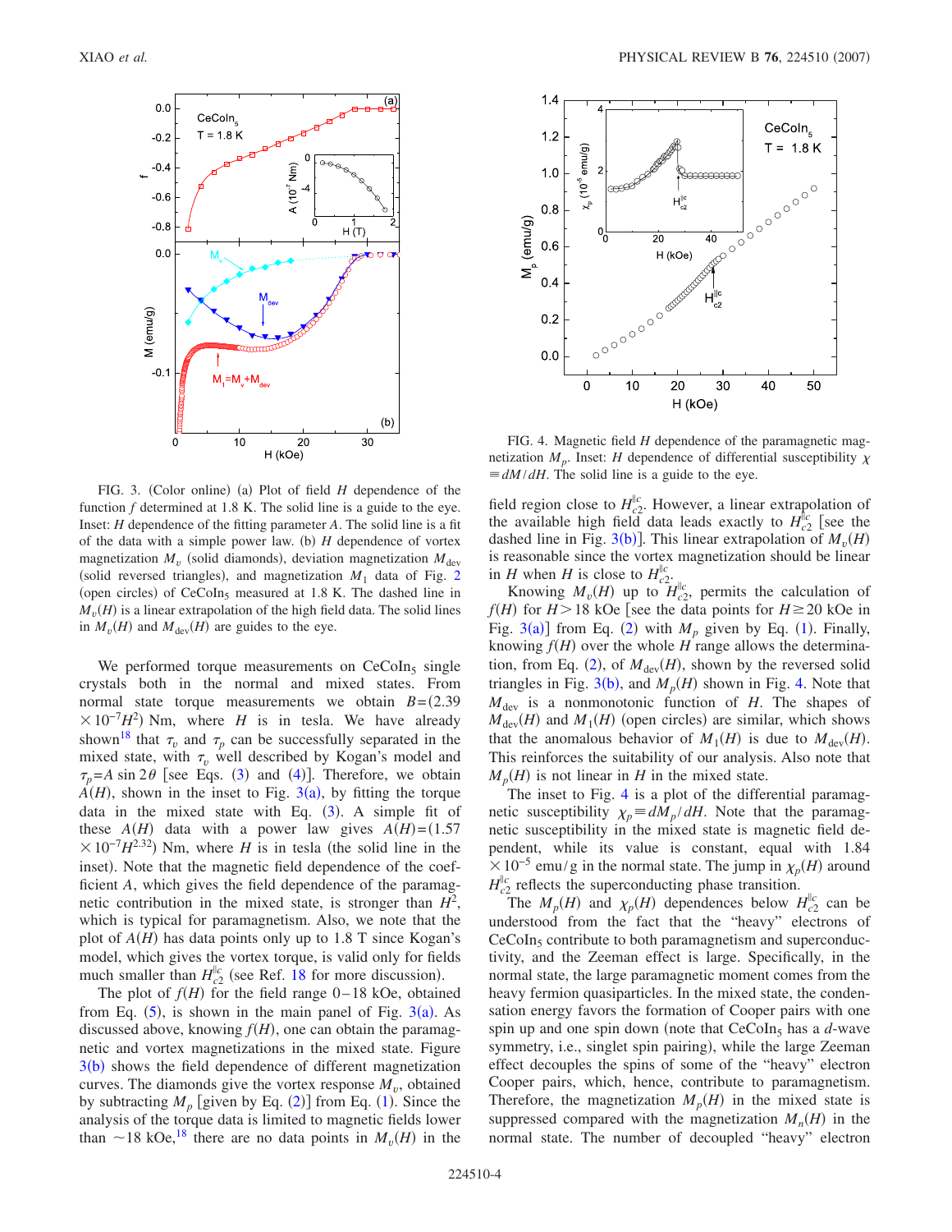FIG. 3. (Color online) (a) Plot of field $H$ dependence of the function $f$ determined at 1.8 K. The solid line is a guide to the eye. Inset: $H$ dependence of the fitting parameter $A$. The solid line is a fit of the data with a simple power law. (b) $H$ dependence of vortex magnetization $M_v$ (solid diamonds), deviation magnetization $M_{dev}$ (solid reversed triangles), and magnetization $M_1$ data of Fig. 2 (open circles) of $CeCoIn_5$ measured at 1.8 K. The dashed line in $M_v(H)$ is a linear extrapolation of the high field data. The solid lines in $M_v(H)$ and $M_{dev}(H)$ are guides to the eye.

We performed torque measurements on $CeCoIn_5$ single crystals both in the normal and mixed states. From normal state torque measurements we obtain $B=(2.39\times10^{-7}H^2)$ Nm, where $H$ is in tesla. We have already shown[18] that $\tau_v$ and $\tau_p$ can be successfully separated in the mixed state, with $\tau_v$ well described by Kogan's model and $\tau_p=A\sin 2\theta$ [see Eqs. (3) and (4)]. Therefore, we obtain $A(H)$, shown in the inset to Fig. 3(a), by fitting the torque data in the mixed state with Eq. (3). A simple fit of these $A(H)$ data with a power law gives $A(H)=(1.57\times10^{-7}H^{2.32})$ Nm, where $H$ is in tesla (the solid line in the inset). Note that the magnetic field dependence of the coefficient $A$, which gives the field dependence of the paramagnetic contribution in the mixed state, is stronger than $H^2$, which is typical for paramagnetism. Also, we note that the plot of $A(H)$ has data points only up to 1.8 T since Kogan's model, which gives the vortex torque, is valid only for fields much smaller than $H_{c2}^{\|c}$ (see Ref. 18 for more discussion).

The plot of $f(H)$ for the field range 0–18 kOe, obtained from Eq. (5), is shown in the main panel of Fig. 3(a). As discussed above, knowing $f(H)$, one can obtain the paramagnetic and vortex magnetizations in the mixed state. Figure 3(b) shows the field dependence of different magnetization curves. The diamonds give the vortex response $M_v$, obtained by subtracting $M_p$ [given by Eq. (2)] from Eq. (1). Since the analysis of the torque data is limited to magnetic fields lower than ~18 kOe,[18] there are no data points in $M_v(H)$ in the field region close to $H_{c2}^{\|c}$. However, a linear extrapolation of the available high field data leads exactly to $H_{c2}^{\|c}$ [see the dashed line in Fig. 3(b)]. This linear extrapolation of $M_v(H)$ is reasonable since the vortex magnetization should be linear in $H$ when $H$ is close to $H_{c2}^{\|c}$.

FIG. 4. Magnetic field $H$ dependence of the paramagnetic magnetization $M_p$. Inset: $H$ dependence of differential susceptibility $\chi\equiv dM/dH$. The solid line is a guide to the eye.

Knowing $M_v(H)$ up to $H_{c2}^{\|c}$, permits the calculation of $f(H)$ for $H>18$ kOe [see the data points for $H\geq20$ kOe in Fig. 3(a)] from Eq. (2) with $M_p$ given by Eq. (1). Finally, knowing $f(H)$ over the whole $H$ range allows the determination, from Eq. (2), of $M_{dev}(H)$, shown by the reversed solid triangles in Fig. 3(b), and $M_p(H)$ shown in Fig. 4. Note that $M_{dev}$ is a nonmonotonic function of $H$. The shapes of $M_{dev}(H)$ and $M_1(H)$ (open circles) are similar, which shows that the anomalous behavior of $M_1(H)$ is due to $M_{dev}(H)$. This reinforces the suitability of our analysis. Also note that $M_p(H)$ is not linear in $H$ in the mixed state.

The inset to Fig. 4 is a plot of the differential paramagnetic susceptibility $\chi_p\equiv dM_p/dH$. Note that the paramagnetic susceptibility in the mixed state is magnetic field dependent, while its value is constant, equal with $1.84\times10^{-5}$ emu/g in the normal state. The jump in $\chi_p(H)$ around $H_{c2}^{\|c}$ reflects the superconducting phase transition.

The $M_p(H)$ and $\chi_p(H)$ dependences below $H_{c2}^{\|c}$ can be understood from the fact that the "heavy" electrons of $CeCoIn_5$ contribute to both paramagnetism and superconductivity, and the Zeeman effect is large. Specifically, in the normal state, the large paramagnetic moment comes from the heavy fermion quasiparticles. In the mixed state, the condensation energy favors the formation of Cooper pairs with one spin up and one spin down (note that $CeCoIn_5$ has a $d$-wave symmetry, i.e., singlet spin pairing), while the large Zeeman effect decouples the spins of some of the "heavy" electron Cooper pairs, which, hence, contribute to paramagnetism. Therefore, the magnetization $M_p(H)$ in the mixed state is suppressed compared with the magnetization $M_n(H)$ in the normal state. The number of decoupled "heavy" electron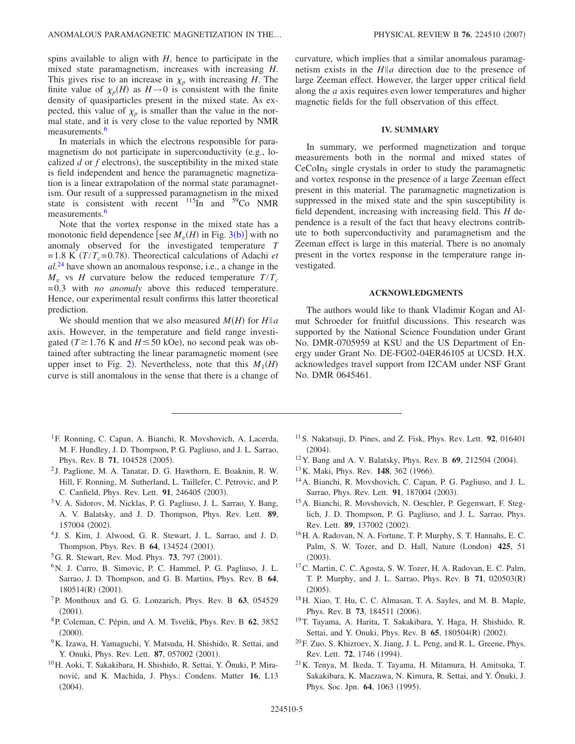spins available to align with $H$, hence to participate in the mixed state paramagnetism, increases with increasing $H$. This gives rise to an increase in $\chi_p$ with increasing $H$. The finite value of $\chi_p(H)$ as $H \rightarrow 0$ is consistent with the finite density of quasiparticles present in the mixed state. As expected, this value of $\chi_p$ is smaller than the value in the normal state, and it is very close to the value reported by NMR measurements.[6]

In materials in which the electrons responsible for paramagnetism do not participate in superconductivity (e.g., localized $d$ or $f$ electrons), the susceptibility in the mixed state is field independent and hence the paramagnetic magnetization is a linear extrapolation of the normal state paramagnetism. Our result of a suppressed paramagnetism in the mixed state is consistent with recent $^{115}$In and $^{59}$Co NMR measurements.[6]

Note that the vortex response in the mixed state has a monotonic field dependence [see $M_v(H)$ in Fig. 3(b)] with no anomaly observed for the investigated temperature $T = 1.8$ K ($T/T_c = 0.78$). Theorectical calculations of Adachi *et al.*[24] have shown an anomalous response, i.e., a change in the $M_v$ vs $H$ curvature below the reduced temperature $T/T_c = 0.3$ with *no anomaly* above this reduced temperature. Hence, our experimental result confirms this latter theoretical prediction.

We should mention that we also measured $M(H)$ for $H \| a$ axis. However, in the temperature and field range investigated ($T \geq 1.76$ K and $H \leq 50$ kOe), no second peak was obtained after subtracting the linear paramagnetic moment (see upper inset to Fig. 2). Nevertheless, note that this $M_1(H)$ curve is still anomalous in the sense that there is a change of curvature, which implies that a similar anomalous paramagnetism exists in the $H \| a$ direction due to the presence of large Zeeman effect. However, the larger upper critical field along the $a$ axis requires even lower temperatures and higher magnetic fields for the full observation of this effect.

## IV. SUMMARY

In summary, we performed magnetization and torque measurements both in the normal and mixed states of $CeCoIn_5$ single crystals in order to study the paramagnetic and vortex response in the presence of a large Zeeman effect present in this material. The paramagnetic magnetization is suppressed in the mixed state and the spin susceptibility is field dependent, increasing with increasing field. This $H$ dependence is a result of the fact that heavy electrons contribute to both superconductivity and paramagnetism and the Zeeman effect is large in this material. There is no anomaly present in the vortex response in the temperature range investigated.

## ACKNOWLEDGMENTS

The authors would like to thank Vladimir Kogan and Almut Schroeder for fruitful discussions. This research was supported by the National Science Foundation under Grant No. DMR-0705959 at KSU and the US Department of Energy under Grant No. DE-FG02-04ER46105 at UCSD. H.X. acknowledges travel support from I2CAM under NSF Grant No. DMR 0645461.

---

[1] F. Ronning, C. Capan, A. Bianchi, R. Movshovich, A. Lacerda, M. F. Hundley, J. D. Thompson, P. G. Pagliuso, and J. L. Sarrao, Phys. Rev. B **71**, 104528 (2005).

[2] J. Paglione, M. A. Tanatar, D. G. Hawthorn, E. Boaknin, R. W. Hill, F. Ronning, M. Sutherland, L. Taillefer, C. Petrovic, and P. C. Canfield, Phys. Rev. Lett. **91**, 246405 (2003).

[3] V. A. Sidorov, M. Nicklas, P. G. Pagliuso, J. L. Sarrao, Y. Bang, A. V. Balatsky, and J. D. Thompson, Phys. Rev. Lett. **89**, 157004 (2002).

[4] J. S. Kim, J. Alwood, G. R. Stewart, J. L. Sarrao, and J. D. Thompson, Phys. Rev. B **64**, 134524 (2001).

[5] G. R. Stewart, Rev. Mod. Phys. **73**, 797 (2001).

[6] N. J. Curro, B. Simovic, P. C. Hammel, P. G. Pagliuso, J. L. Sarrao, J. D. Thompson, and G. B. Martins, Phys. Rev. B **64**, 180514(R) (2001).

[7] P. Monthoux and G. G. Lonzarich, Phys. Rev. B **63**, 054529 (2001).

[8] P. Coleman, C. Pépin, and A. M. Tsvelik, Phys. Rev. B **62**, 3852 (2000).

[9] K. Izawa, H. Yamaguchi, Y. Matsuda, H. Shishido, R. Settai, and Y. Onuki, Phys. Rev. Lett. **87**, 057002 (2001).

[10] H. Aoki, T. Sakakibara, H. Shishido, R. Settai, Y. Ōnuki, P. Miranović, and K. Machida, J. Phys.: Condens. Matter **16**, L13 (2004).

[11] S. Nakatsuji, D. Pines, and Z. Fisk, Phys. Rev. Lett. **92**, 016401 (2004).

[12] Y. Bang and A. V. Balatsky, Phys. Rev. B **69**, 212504 (2004).

[13] K. Maki, Phys. Rev. **148**, 362 (1966).

[14] A. Bianchi, R. Movshovich, C. Capan, P. G. Pagliuso, and J. L. Sarrao, Phys. Rev. Lett. **91**, 187004 (2003).

[15] A. Bianchi, R. Movshovich, N. Oeschler, P. Gegenwart, F. Steglich, J. D. Thompson, P. G. Pagliuso, and J. L. Sarrao, Phys. Rev. Lett. **89**, 137002 (2002).

[16] H. A. Radovan, N. A. Fortune, T. P. Murphy, S. T. Hannahs, E. C. Palm, S. W. Tozer, and D. Hall, Nature (London) **425**, 51 (2003).

[17] C. Martin, C. C. Agosta, S. W. Tozer, H. A. Radovan, E. C. Palm, T. P. Murphy, and J. L. Sarrao, Phys. Rev. B **71**, 020503(R) (2005).

[18] H. Xiao, T. Hu, C. C. Almasan, T. A. Sayles, and M. B. Maple, Phys. Rev. B **73**, 184511 (2006).

[19] T. Tayama, A. Harita, T. Sakakibara, Y. Haga, H. Shishido, R. Settai, and Y. Onuki, Phys. Rev. B **65**, 180504(R) (2002).

[20] F. Zuo, S. Khizroev, X. Jiang, J. L. Peng, and R. L. Greene, Phys. Rev. Lett. **72**, 1746 (1994).

[21] K. Tenya, M. Ikeda, T. Tayama, H. Mitamura, H. Amitsuka, T. Sakakibara, K. Maezawa, N. Kimura, R. Settai, and Y. Ōnuki, J. Phys. Soc. Jpn. **64**, 1063 (1995).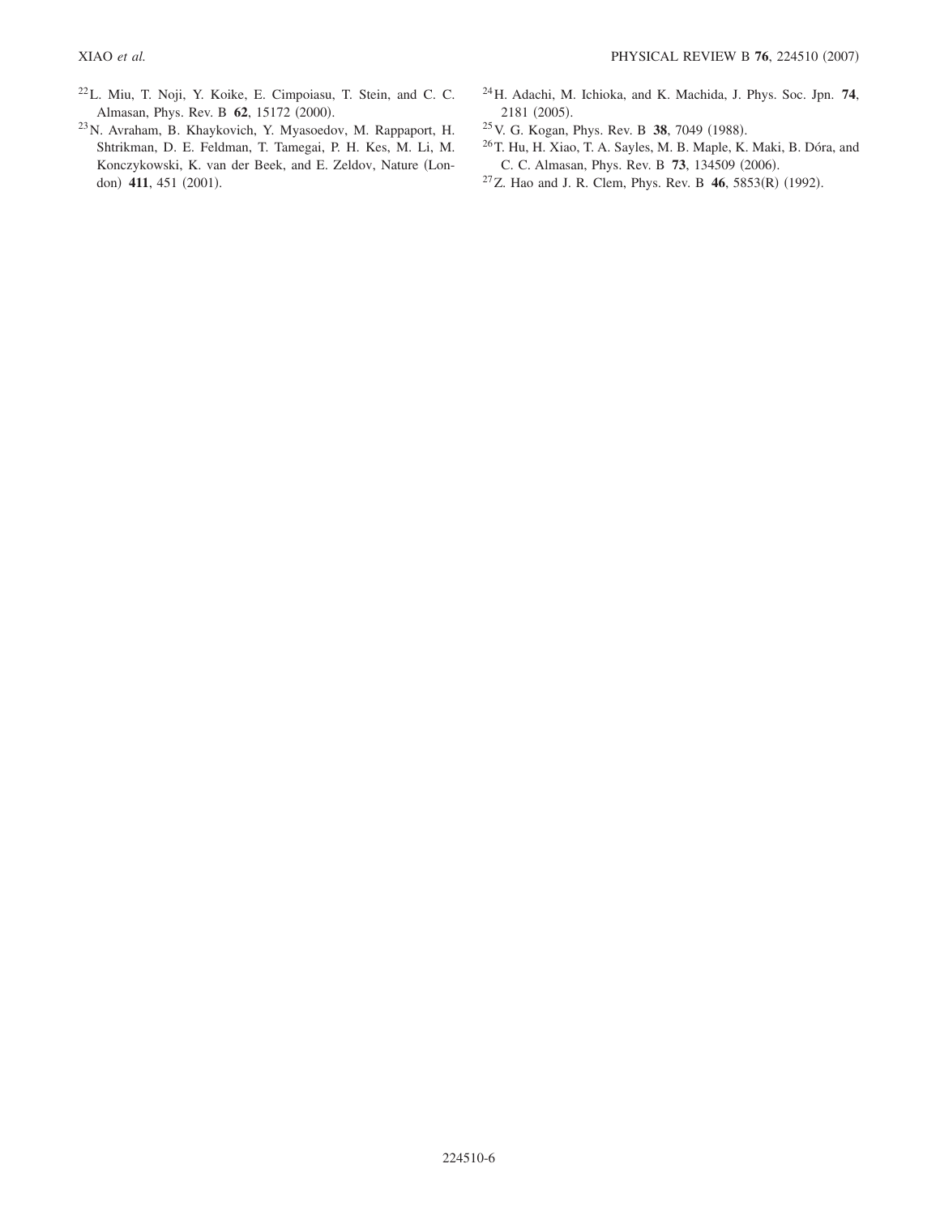[22] L. Miu, T. Noji, Y. Koike, E. Cimpoiasu, T. Stein, and C. C. Almasan, Phys. Rev. B **62**, 15172 (2000).

[23] N. Avraham, B. Khaykovich, Y. Myasoedov, M. Rappaport, H. Shtrikman, D. E. Feldman, T. Tamegai, P. H. Kes, M. Li, M. Konczykowski, K. van der Beek, and E. Zeldov, Nature (London) **411**, 451 (2001).

[24] H. Adachi, M. Ichioka, and K. Machida, J. Phys. Soc. Jpn. **74**, 2181 (2005).

[25] V. G. Kogan, Phys. Rev. B **38**, 7049 (1988).

[26] T. Hu, H. Xiao, T. A. Sayles, M. B. Maple, K. Maki, B. Dóra, and C. C. Almasan, Phys. Rev. B **73**, 134509 (2006).

[27] Z. Hao and J. R. Clem, Phys. Rev. B **46**, 5853(R) (1992).